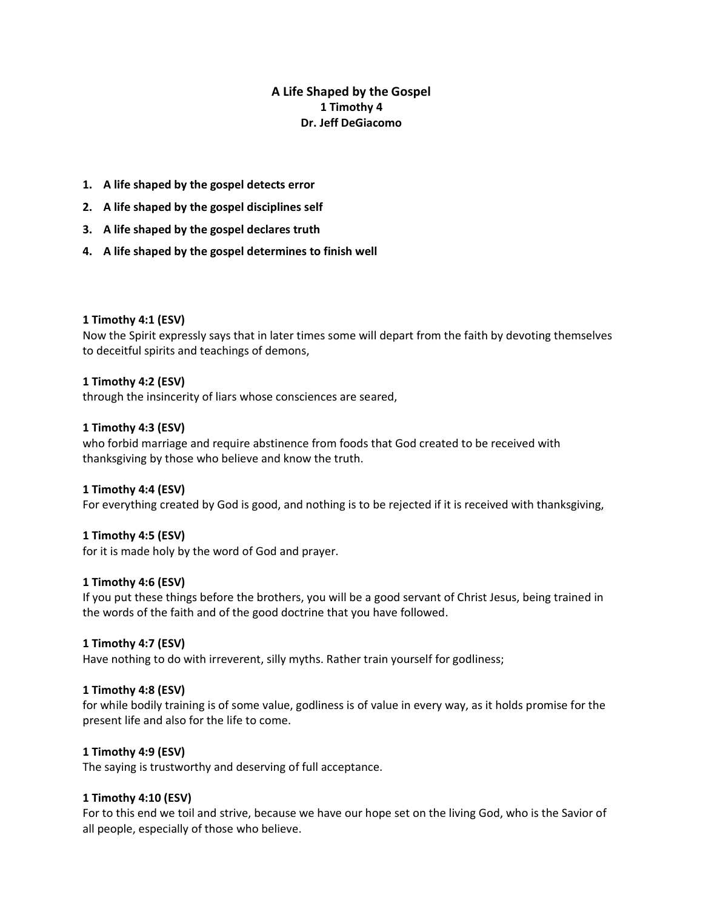# A Life Shaped by the Gospel

**1 Timothy 4**

**Dr. Jeff DeGiacomo**

1. **A life shaped by the gospel detects error**
2. **A life shaped by the gospel disciplines self**
3. **A life shaped by the gospel declares truth**
4. **A life shaped by the gospel determines to finish well**

**1 Timothy 4:1 (ESV)**
Now the Spirit expressly says that in later times some will depart from the faith by devoting themselves to deceitful spirits and teachings of demons,

**1 Timothy 4:2 (ESV)**
through the insincerity of liars whose consciences are seared,

**1 Timothy 4:3 (ESV)**
who forbid marriage and require abstinence from foods that God created to be received with thanksgiving by those who believe and know the truth.

**1 Timothy 4:4 (ESV)**
For everything created by God is good, and nothing is to be rejected if it is received with thanksgiving,

**1 Timothy 4:5 (ESV)**
for it is made holy by the word of God and prayer.

**1 Timothy 4:6 (ESV)**
If you put these things before the brothers, you will be a good servant of Christ Jesus, being trained in the words of the faith and of the good doctrine that you have followed.

**1 Timothy 4:7 (ESV)**
Have nothing to do with irreverent, silly myths. Rather train yourself for godliness;

**1 Timothy 4:8 (ESV)**
for while bodily training is of some value, godliness is of value in every way, as it holds promise for the present life and also for the life to come.

**1 Timothy 4:9 (ESV)**
The saying is trustworthy and deserving of full acceptance.

**1 Timothy 4:10 (ESV)**
For to this end we toil and strive, because we have our hope set on the living God, who is the Savior of all people, especially of those who believe.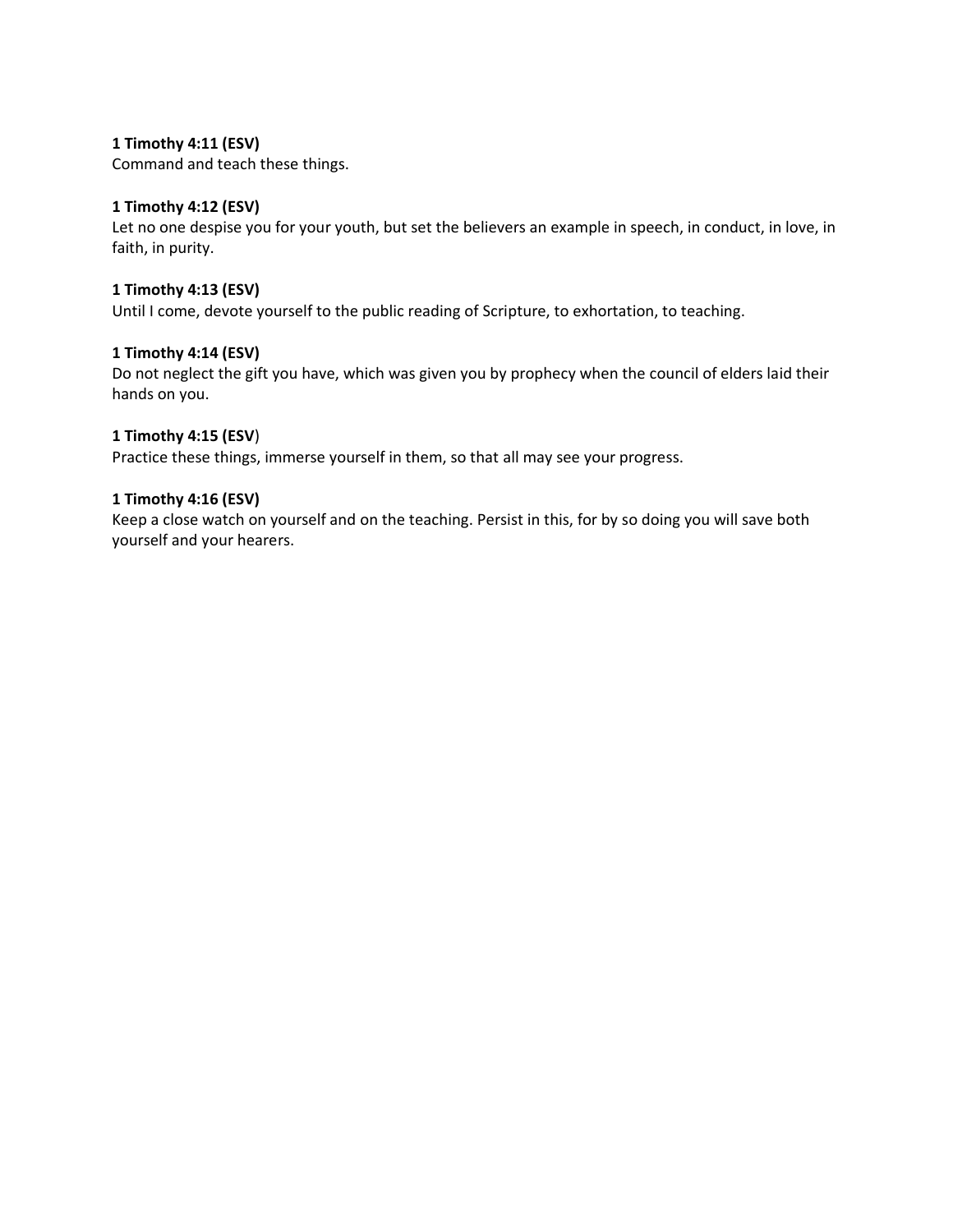**1 Timothy 4:11 (ESV)**
Command and teach these things.

**1 Timothy 4:12 (ESV)**
Let no one despise you for your youth, but set the believers an example in speech, in conduct, in love, in faith, in purity.

**1 Timothy 4:13 (ESV)**
Until I come, devote yourself to the public reading of Scripture, to exhortation, to teaching.

**1 Timothy 4:14 (ESV)**
Do not neglect the gift you have, which was given you by prophecy when the council of elders laid their hands on you.

**1 Timothy 4:15 (ESV)**
Practice these things, immerse yourself in them, so that all may see your progress.

**1 Timothy 4:16 (ESV)**
Keep a close watch on yourself and on the teaching. Persist in this, for by so doing you will save both yourself and your hearers.